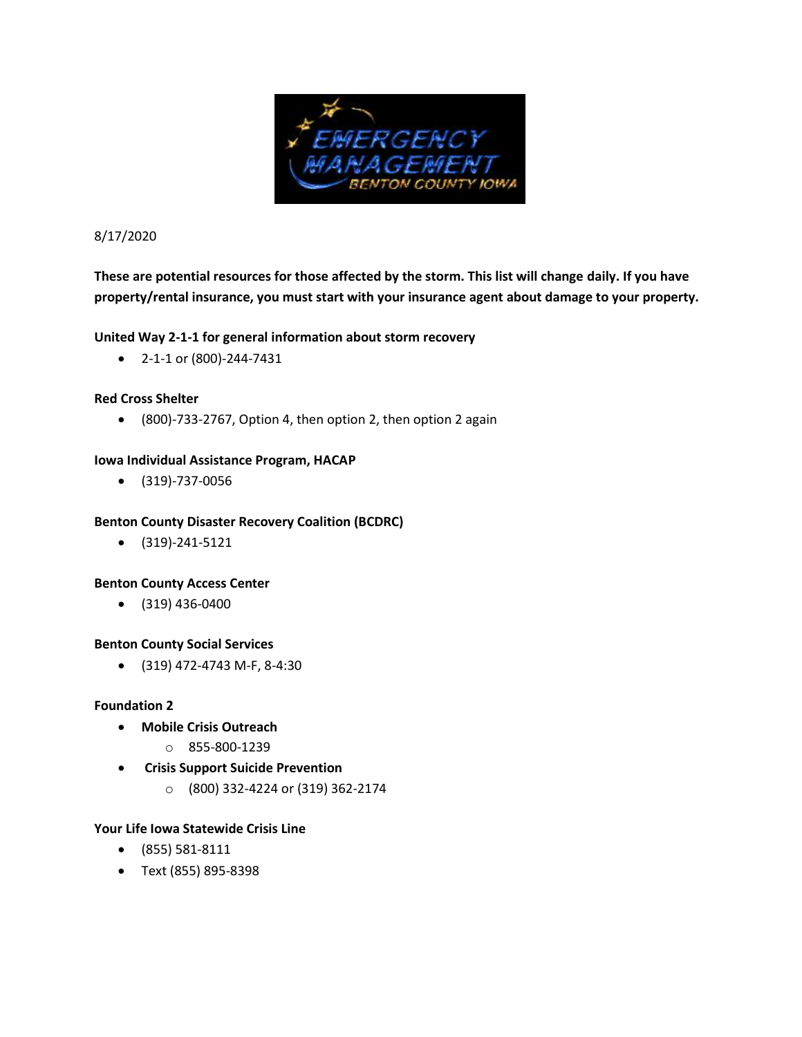8/17/2020

**These are potential resources for those affected by the storm. This list will change daily. If you have property/rental insurance, you must start with your insurance agent about damage to your property.**

**United Way 2-1-1 for general information about storm recovery**

- 2-1-1 or (800)-244-7431

**Red Cross Shelter**

- (800)-733-2767, Option 4, then option 2, then option 2 again

**Iowa Individual Assistance Program, HACAP**

- (319)-737-0056

**Benton County Disaster Recovery Coalition (BCDRC)**

- (319)-241-5121

**Benton County Access Center**

- (319) 436-0400

**Benton County Social Services**

- (319) 472-4743 M-F, 8-4:30

**Foundation 2**

- **Mobile Crisis Outreach**
  - 855-800-1239
- **Crisis Support Suicide Prevention**
  - (800) 332-4224 or (319) 362-2174

**Your Life Iowa Statewide Crisis Line**

- (855) 581-8111
- Text (855) 895-8398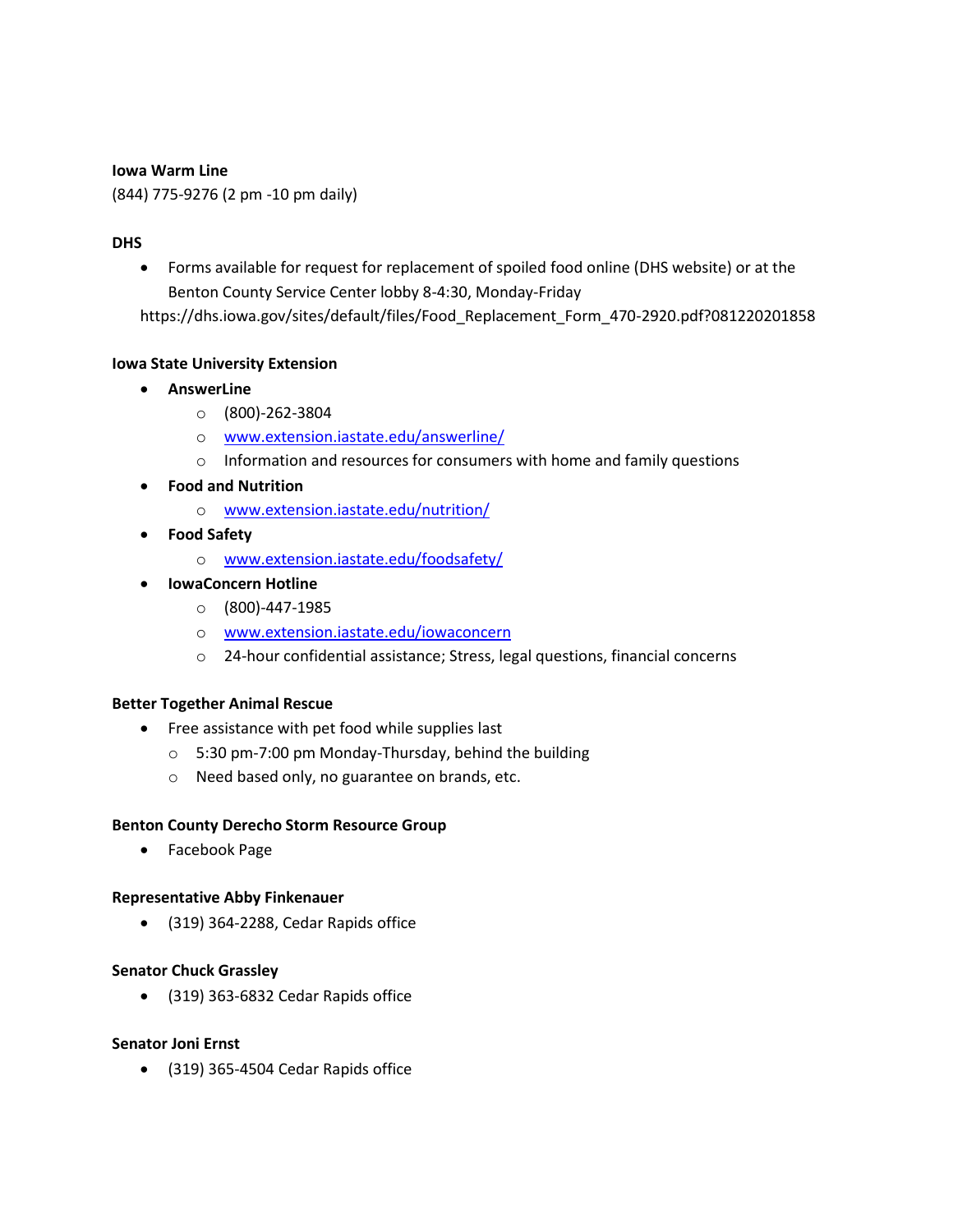**Iowa Warm Line**
(844) 775-9276 (2 pm -10 pm daily)

**DHS**

- Forms available for request for replacement of spoiled food online (DHS website) or at the Benton County Service Center lobby 8-4:30, Monday-Friday

https://dhs.iowa.gov/sites/default/files/Food_Replacement_Form_470-2920.pdf?081220201858

**Iowa State University Extension**

- **AnswerLine**
  - (800)-262-3804
  - www.extension.iastate.edu/answerline/
  - Information and resources for consumers with home and family questions
- **Food and Nutrition**
  - www.extension.iastate.edu/nutrition/
- **Food Safety**
  - www.extension.iastate.edu/foodsafety/
- **IowaConcern Hotline**
  - (800)-447-1985
  - www.extension.iastate.edu/iowaconcern
  - 24-hour confidential assistance; Stress, legal questions, financial concerns

**Better Together Animal Rescue**

- Free assistance with pet food while supplies last
  - 5:30 pm-7:00 pm Monday-Thursday, behind the building
  - Need based only, no guarantee on brands, etc.

**Benton County Derecho Storm Resource Group**

- Facebook Page

**Representative Abby Finkenauer**

- (319) 364-2288, Cedar Rapids office

**Senator Chuck Grassley**

- (319) 363-6832 Cedar Rapids office

**Senator Joni Ernst**

- (319) 365-4504 Cedar Rapids office